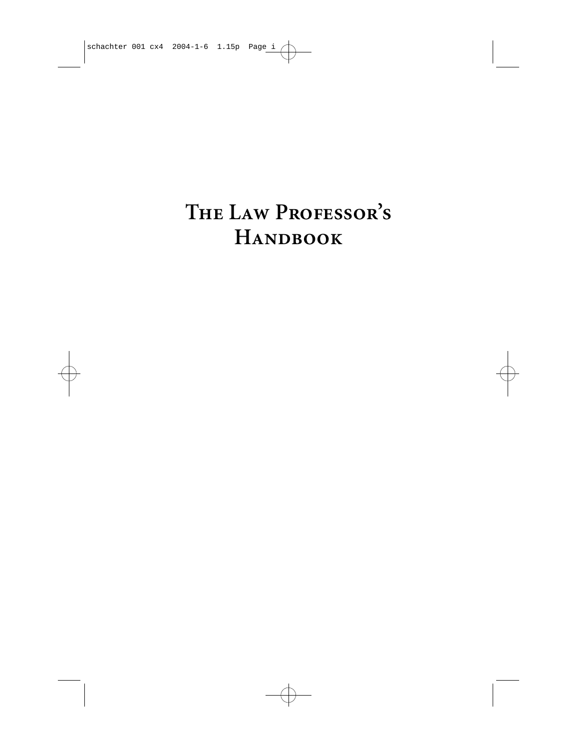# The Law Professor's Handbook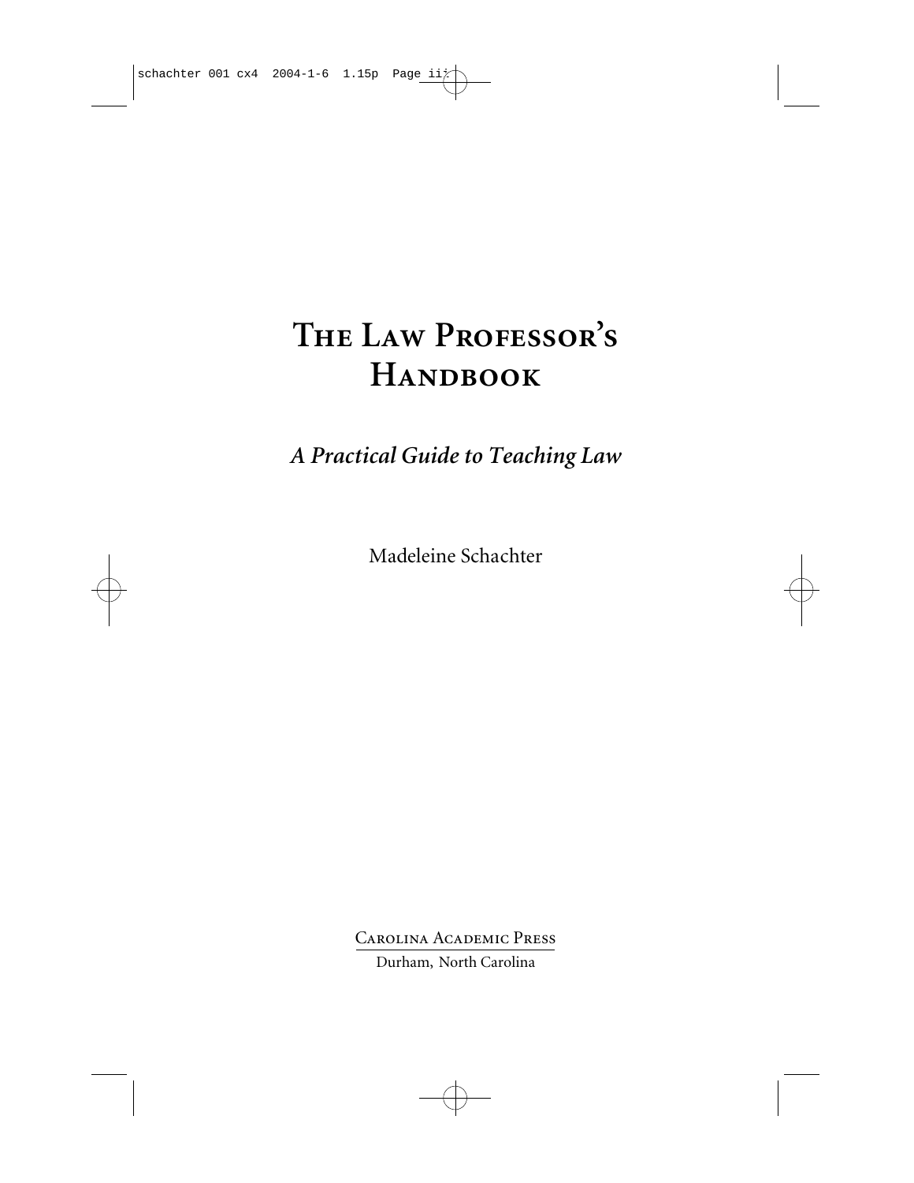# The Law Professor's Handbook

*A Practical Guide to Teaching Law*

Madeleine Schachter

Carolina Academic Press

Durham, North Carolina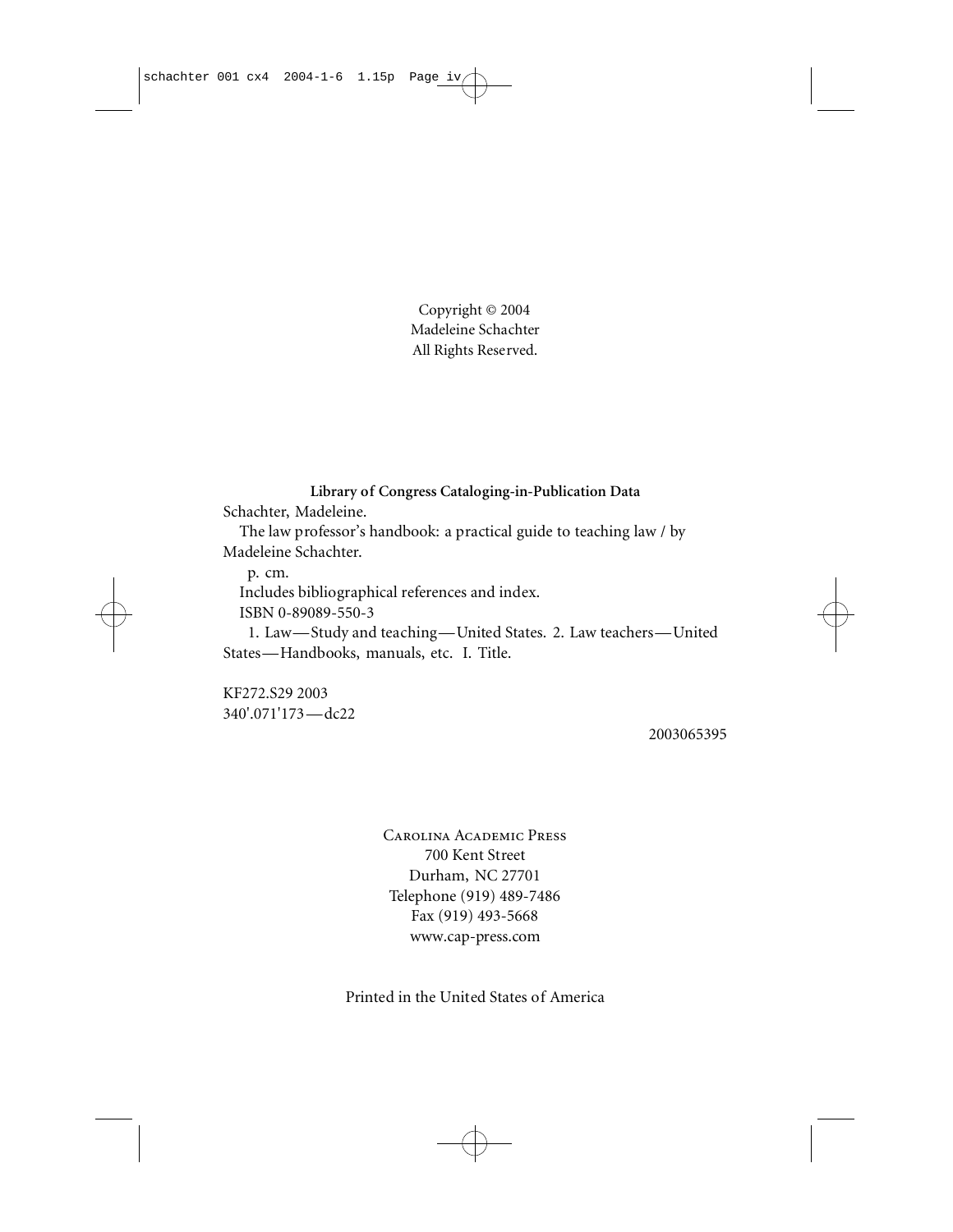Copyright © 2004
Madeleine Schachter
All Rights Reserved.

**Library of Congress Cataloging-in-Publication Data**

Schachter, Madeleine.

The law professor's handbook: a practical guide to teaching law / by Madeleine Schachter.

p. cm.

Includes bibliographical references and index.

ISBN 0-89089-550-3

1. Law—Study and teaching—United States. 2. Law teachers—United States—Handbooks, manuals, etc. I. Title.

KF272.S29 2003
340'.071'173—dc22

2003065395

Carolina Academic Press
700 Kent Street
Durham, NC 27701
Telephone (919) 489-7486
Fax (919) 493-5668
www.cap-press.com

Printed in the United States of America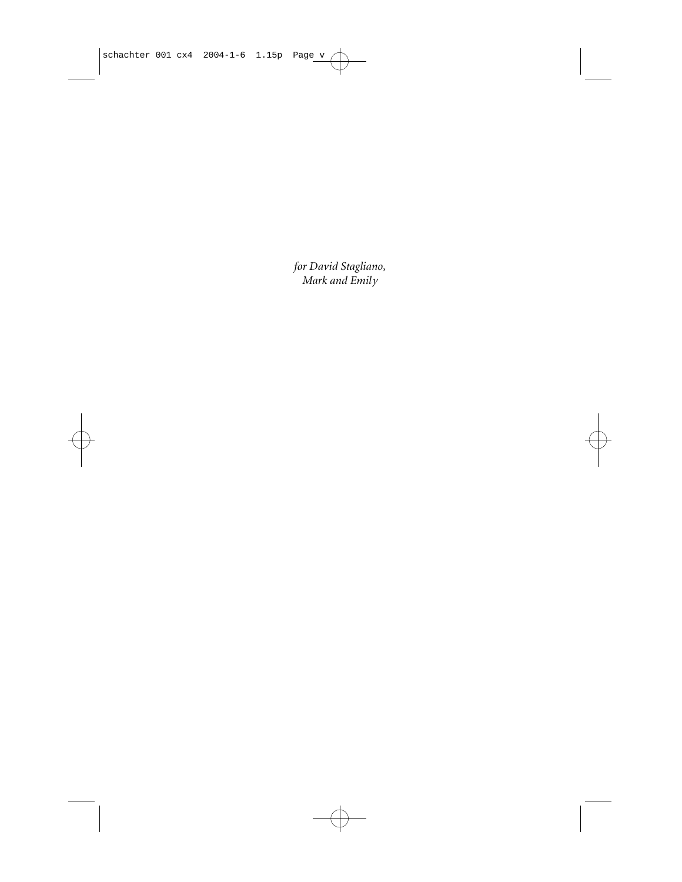*for David Stagliano,*
*Mark and Emily*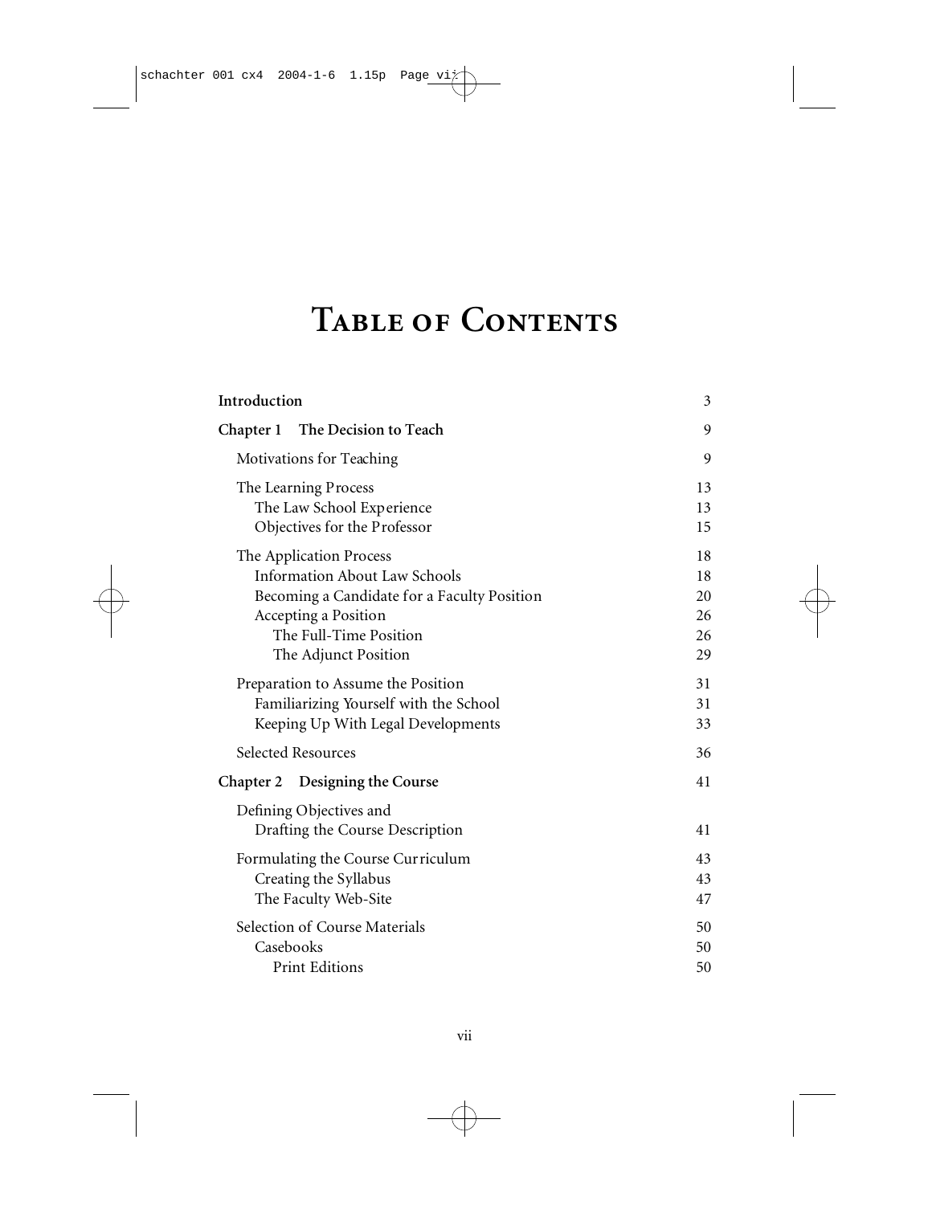# Table of Contents

| | |
|---|---|
| **Introduction** | 3 |
| **Chapter 1 The Decision to Teach** | 9 |
| Motivations for Teaching | 9 |
| The Learning Process | 13 |
| The Law School Experience | 13 |
| Objectives for the Professor | 15 |
| The Application Process | 18 |
| Information About Law Schools | 18 |
| Becoming a Candidate for a Faculty Position | 20 |
| Accepting a Position | 26 |
| The Full-Time Position | 26 |
| The Adjunct Position | 29 |
| Preparation to Assume the Position | 31 |
| Familiarizing Yourself with the School | 31 |
| Keeping Up With Legal Developments | 33 |
| Selected Resources | 36 |
| **Chapter 2 Designing the Course** | 41 |
| Defining Objectives and Drafting the Course Description | 41 |
| Formulating the Course Curriculum | 43 |
| Creating the Syllabus | 43 |
| The Faculty Web-Site | 47 |
| Selection of Course Materials | 50 |
| Casebooks | 50 |
| Print Editions | 50 |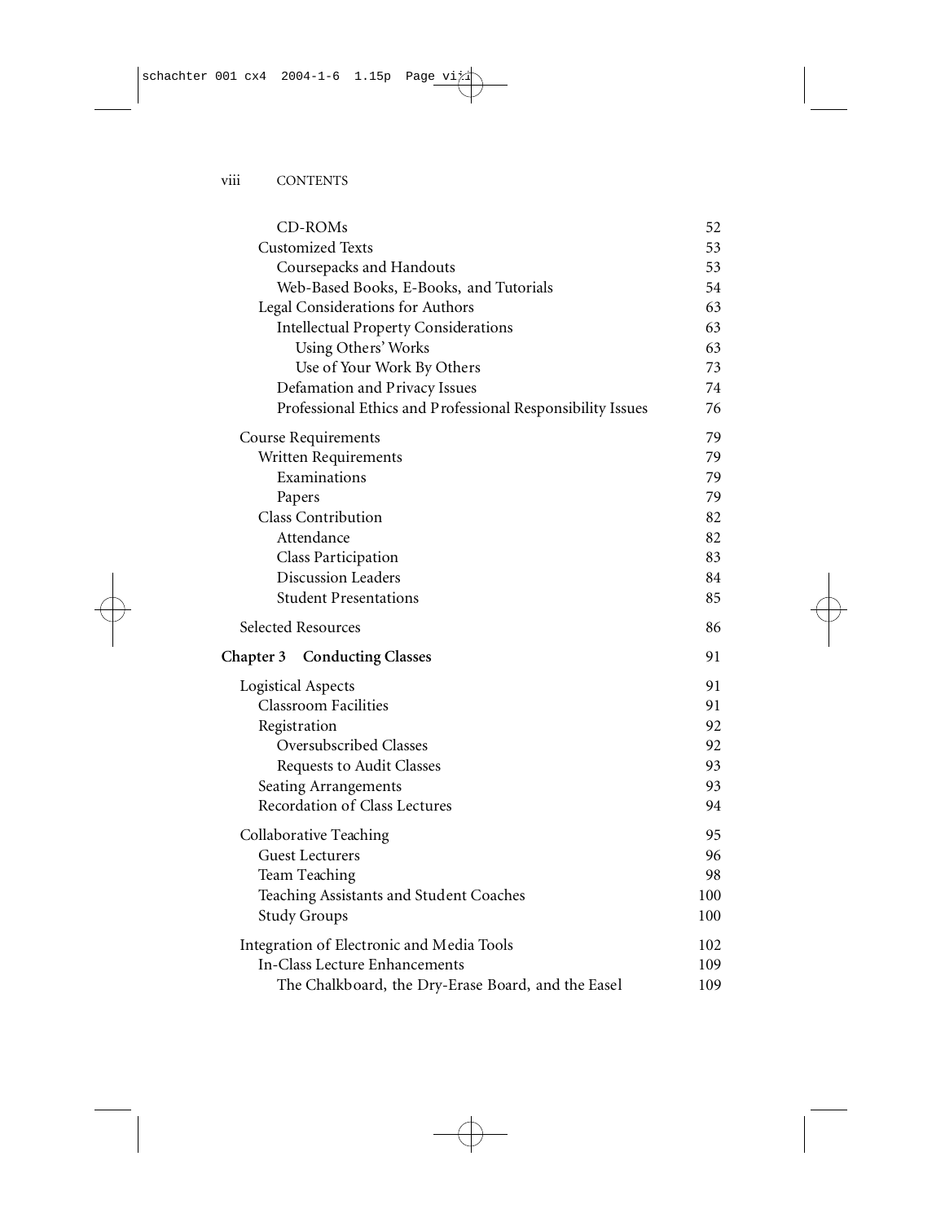| | |
|---|---|
| CD-ROMs | 52 |
| Customized Texts | 53 |
| Coursepacks and Handouts | 53 |
| Web-Based Books, E-Books, and Tutorials | 54 |
| Legal Considerations for Authors | 63 |
| Intellectual Property Considerations | 63 |
| Using Others' Works | 63 |
| Use of Your Work By Others | 73 |
| Defamation and Privacy Issues | 74 |
| Professional Ethics and Professional Responsibility Issues | 76 |
| Course Requirements | 79 |
| Written Requirements | 79 |
| Examinations | 79 |
| Papers | 79 |
| Class Contribution | 82 |
| Attendance | 82 |
| Class Participation | 83 |
| Discussion Leaders | 84 |
| Student Presentations | 85 |
| Selected Resources | 86 |
| **Chapter 3 Conducting Classes** | 91 |
| Logistical Aspects | 91 |
| Classroom Facilities | 91 |
| Registration | 92 |
| Oversubscribed Classes | 92 |
| Requests to Audit Classes | 93 |
| Seating Arrangements | 93 |
| Recordation of Class Lectures | 94 |
| Collaborative Teaching | 95 |
| Guest Lecturers | 96 |
| Team Teaching | 98 |
| Teaching Assistants and Student Coaches | 100 |
| Study Groups | 100 |
| Integration of Electronic and Media Tools | 102 |
| In-Class Lecture Enhancements | 109 |
| The Chalkboard, the Dry-Erase Board, and the Easel | 109 |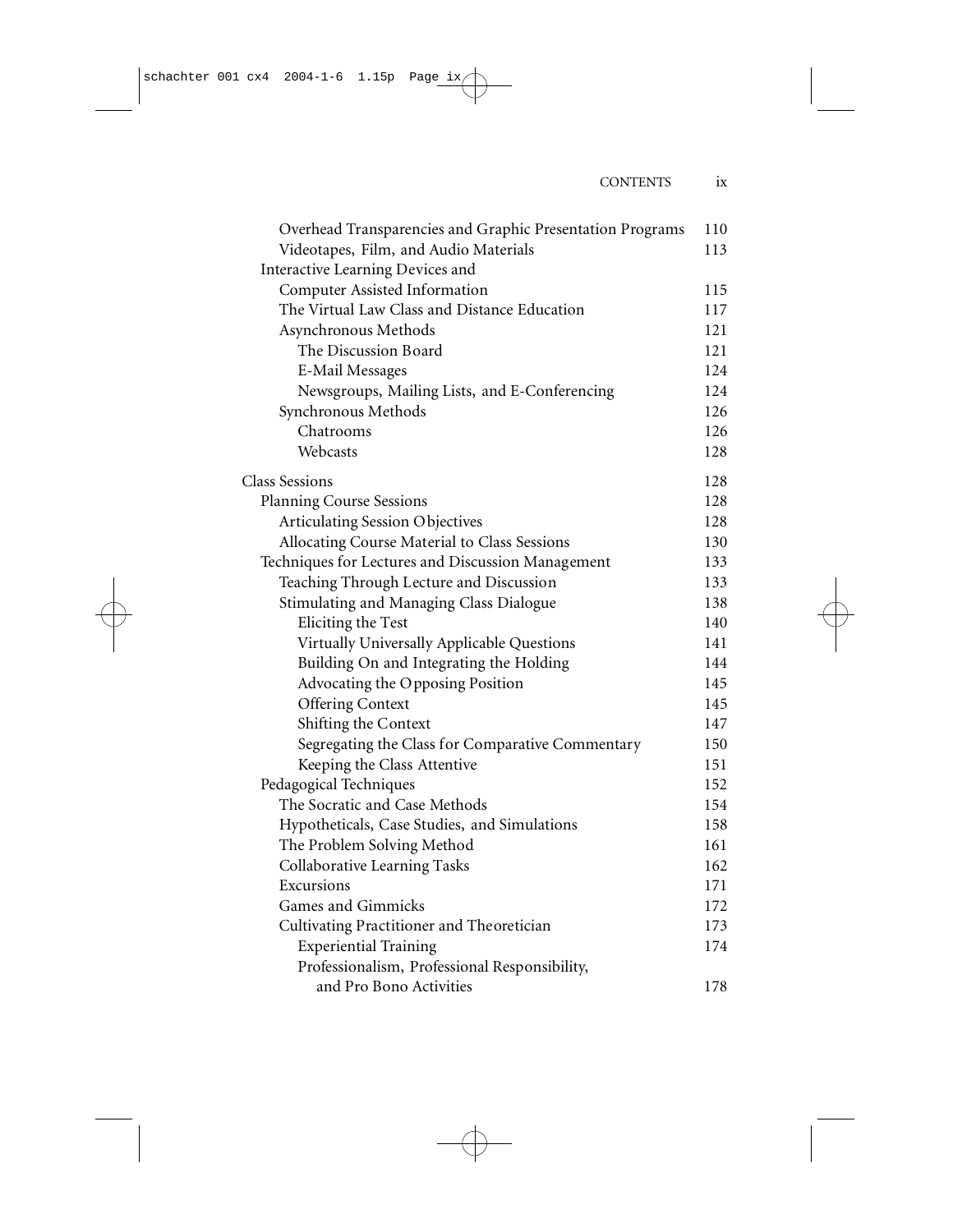| | |
|---|---|
| Overhead Transparencies and Graphic Presentation Programs | 110 |
| Videotapes, Film, and Audio Materials | 113 |
| Interactive Learning Devices and Computer Assisted Information | 115 |
| The Virtual Law Class and Distance Education | 117 |
| Asynchronous Methods | 121 |
| The Discussion Board | 121 |
| E-Mail Messages | 124 |
| Newsgroups, Mailing Lists, and E-Conferencing | 124 |
| Synchronous Methods | 126 |
| Chatrooms | 126 |
| Webcasts | 128 |
| Class Sessions | 128 |
| Planning Course Sessions | 128 |
| Articulating Session Objectives | 128 |
| Allocating Course Material to Class Sessions | 130 |
| Techniques for Lectures and Discussion Management | 133 |
| Teaching Through Lecture and Discussion | 133 |
| Stimulating and Managing Class Dialogue | 138 |
| Eliciting the Test | 140 |
| Virtually Universally Applicable Questions | 141 |
| Building On and Integrating the Holding | 144 |
| Advocating the Opposing Position | 145 |
| Offering Context | 145 |
| Shifting the Context | 147 |
| Segregating the Class for Comparative Commentary | 150 |
| Keeping the Class Attentive | 151 |
| Pedagogical Techniques | 152 |
| The Socratic and Case Methods | 154 |
| Hypotheticals, Case Studies, and Simulations | 158 |
| The Problem Solving Method | 161 |
| Collaborative Learning Tasks | 162 |
| Excursions | 171 |
| Games and Gimmicks | 172 |
| Cultivating Practitioner and Theoretician | 173 |
| Experiential Training | 174 |
| Professionalism, Professional Responsibility, and Pro Bono Activities | 178 |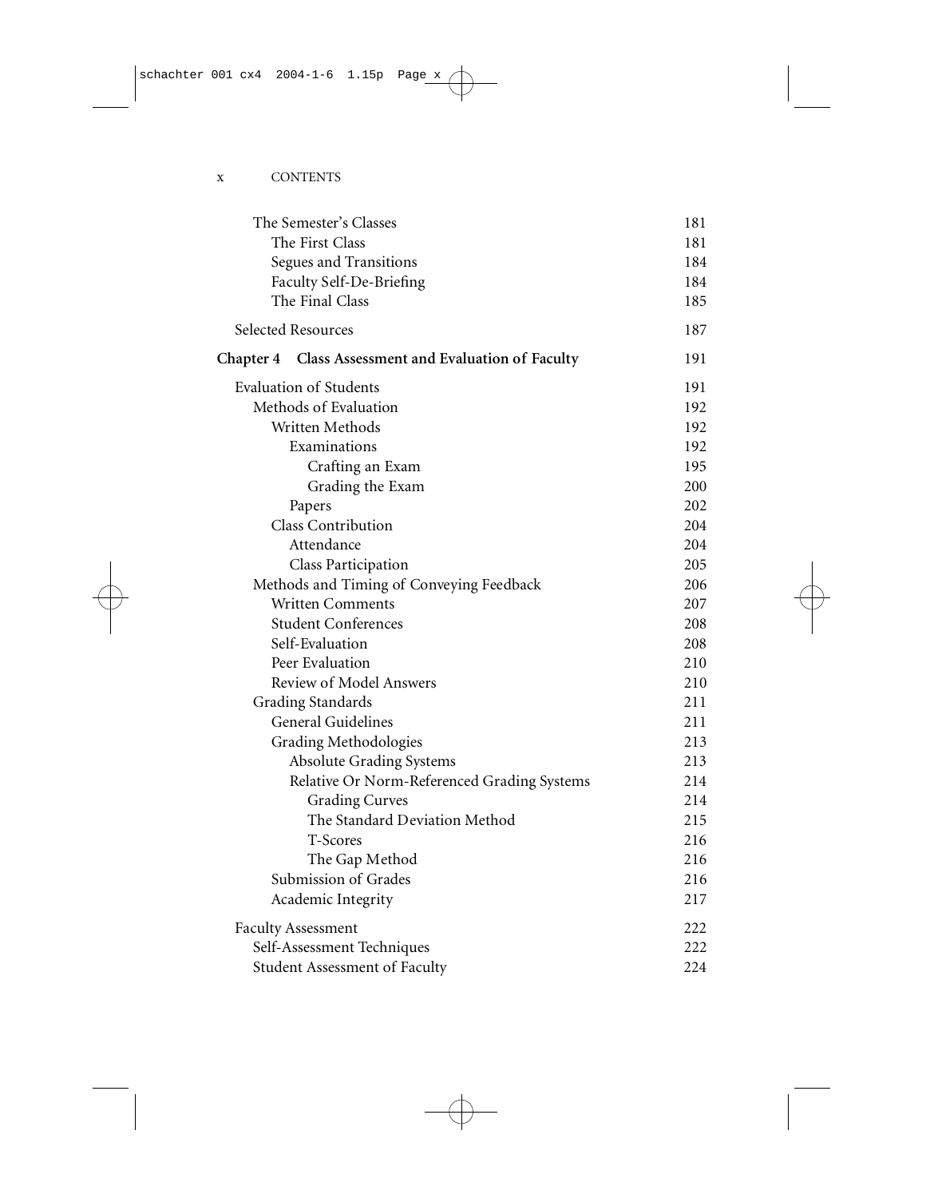| | |
|---|---|
| The Semester's Classes | 181 |
| The First Class | 181 |
| Segues and Transitions | 184 |
| Faculty Self-De-Briefing | 184 |
| The Final Class | 185 |
| Selected Resources | 187 |
| **Chapter 4 Class Assessment and Evaluation of Faculty** | **191** |
| Evaluation of Students | 191 |
| Methods of Evaluation | 192 |
| Written Methods | 192 |
| Examinations | 192 |
| Crafting an Exam | 195 |
| Grading the Exam | 200 |
| Papers | 202 |
| Class Contribution | 204 |
| Attendance | 204 |
| Class Participation | 205 |
| Methods and Timing of Conveying Feedback | 206 |
| Written Comments | 207 |
| Student Conferences | 208 |
| Self-Evaluation | 208 |
| Peer Evaluation | 210 |
| Review of Model Answers | 210 |
| Grading Standards | 211 |
| General Guidelines | 211 |
| Grading Methodologies | 213 |
| Absolute Grading Systems | 213 |
| Relative Or Norm-Referenced Grading Systems | 214 |
| Grading Curves | 214 |
| The Standard Deviation Method | 215 |
| T-Scores | 216 |
| The Gap Method | 216 |
| Submission of Grades | 216 |
| Academic Integrity | 217 |
| Faculty Assessment | 222 |
| Self-Assessment Techniques | 222 |
| Student Assessment of Faculty | 224 |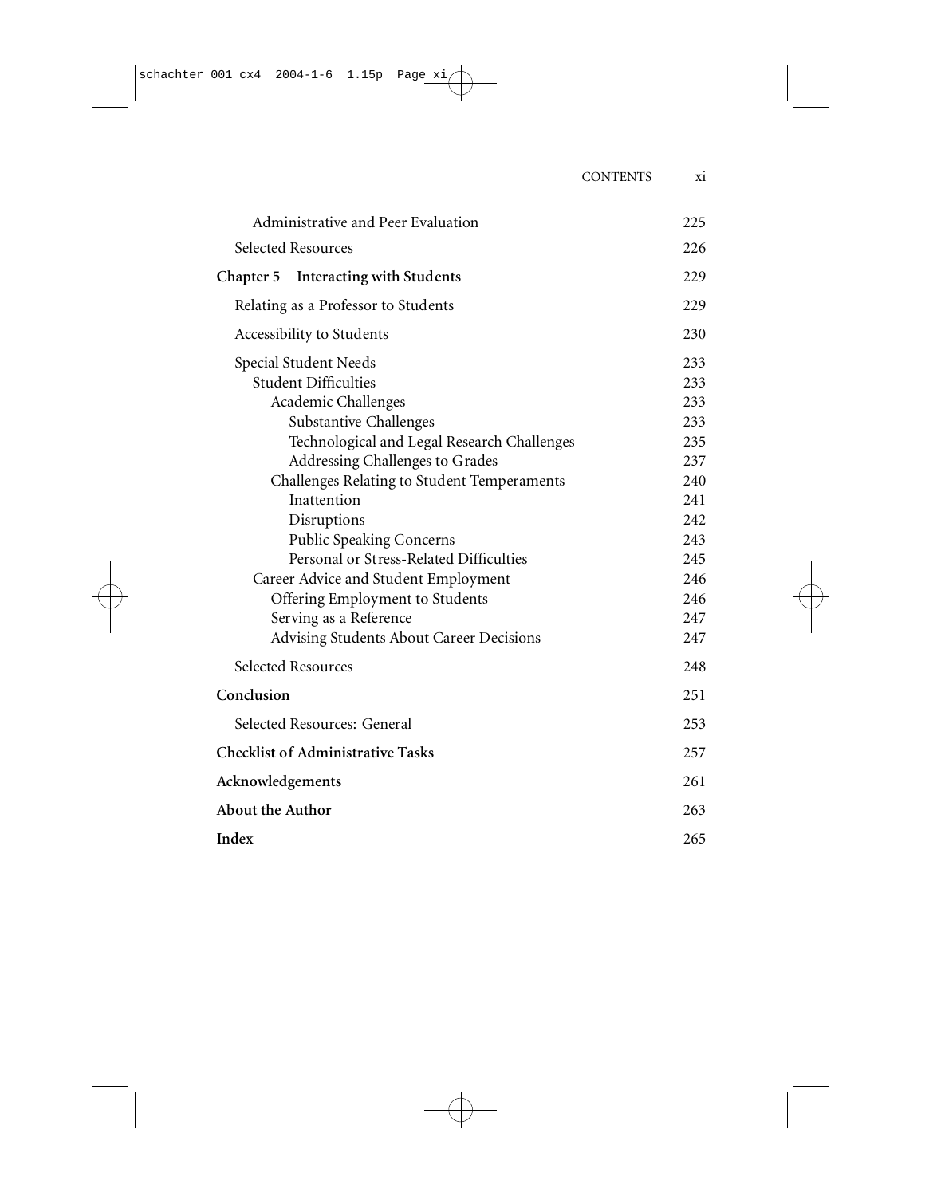| | |
|---|---|
| Administrative and Peer Evaluation | 225 |
| Selected Resources | 226 |
| **Chapter 5 Interacting with Students** | **229** |
| Relating as a Professor to Students | 229 |
| Accessibility to Students | 230 |
| Special Student Needs | 233 |
| Student Difficulties | 233 |
| Academic Challenges | 233 |
| Substantive Challenges | 233 |
| Technological and Legal Research Challenges | 235 |
| Addressing Challenges to Grades | 237 |
| Challenges Relating to Student Temperaments | 240 |
| Inattention | 241 |
| Disruptions | 242 |
| Public Speaking Concerns | 243 |
| Personal or Stress-Related Difficulties | 245 |
| Career Advice and Student Employment | 246 |
| Offering Employment to Students | 246 |
| Serving as a Reference | 247 |
| Advising Students About Career Decisions | 247 |
| Selected Resources | 248 |
| **Conclusion** | **251** |
| Selected Resources: General | 253 |
| **Checklist of Administrative Tasks** | **257** |
| **Acknowledgements** | **261** |
| **About the Author** | **263** |
| **Index** | **265** |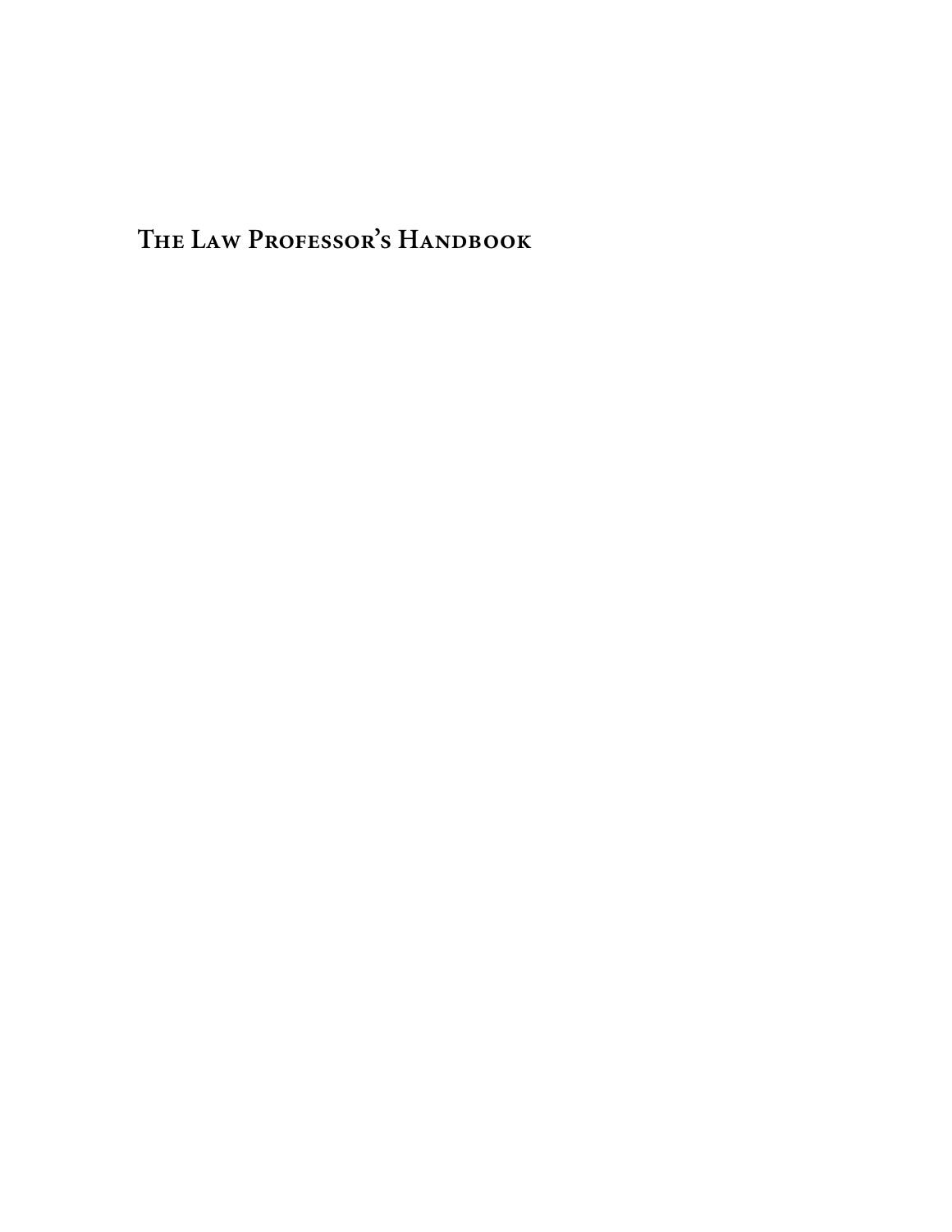# The Law Professor's Handbook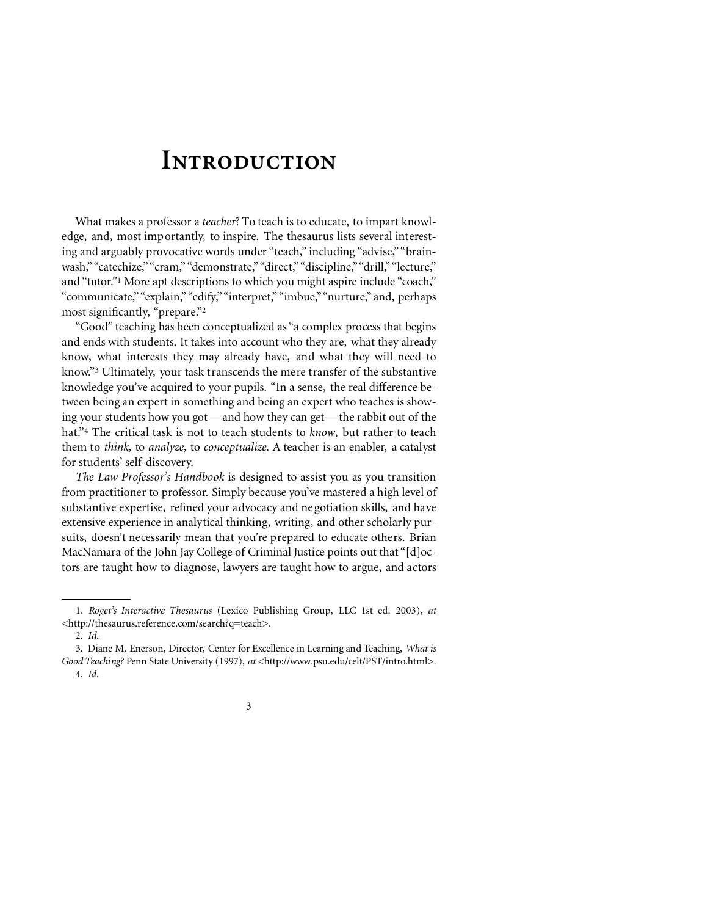# Introduction

What makes a professor a *teacher*? To teach is to educate, to impart knowledge, and, most importantly, to inspire. The thesaurus lists several interesting and arguably provocative words under "teach," including "advise," "brainwash," "catechize," "cram," "demonstrate," "direct," "discipline," "drill," "lecture," and "tutor."[1] More apt descriptions to which you might aspire include "coach," "communicate," "explain," "edify," "interpret," "imbue," "nurture," and, perhaps most significantly, "prepare."[2]

"Good" teaching has been conceptualized as "a complex process that begins and ends with students. It takes into account who they are, what they already know, what interests they may already have, and what they will need to know."[3] Ultimately, your task transcends the mere transfer of the substantive knowledge you've acquired to your pupils. "In a sense, the real difference between being an expert in something and being an expert who teaches is showing your students how you got—and how they can get—the rabbit out of the hat."[4] The critical task is not to teach students to *know*, but rather to teach them to *think,* to *analyze,* to *conceptualize.* A teacher is an enabler, a catalyst for students' self-discovery.

*The Law Professor's Handbook* is designed to assist you as you transition from practitioner to professor. Simply because you've mastered a high level of substantive expertise, refined your advocacy and negotiation skills, and have extensive experience in analytical thinking, writing, and other scholarly pursuits, doesn't necessarily mean that you're prepared to educate others. Brian MacNamara of the John Jay College of Criminal Justice points out that "[d]octors are taught how to diagnose, lawyers are taught how to argue, and actors

---

1. *Roget's Interactive Thesaurus* (Lexico Publishing Group, LLC 1st ed. 2003), *at* <http://thesaurus.reference.com/search?q=teach>.
2. *Id.*
3. Diane M. Enerson, Director, Center for Excellence in Learning and Teaching, *What is Good Teaching?* Penn State University (1997), *at* <http://www.psu.edu/celt/PST/intro.html>.
4. *Id.*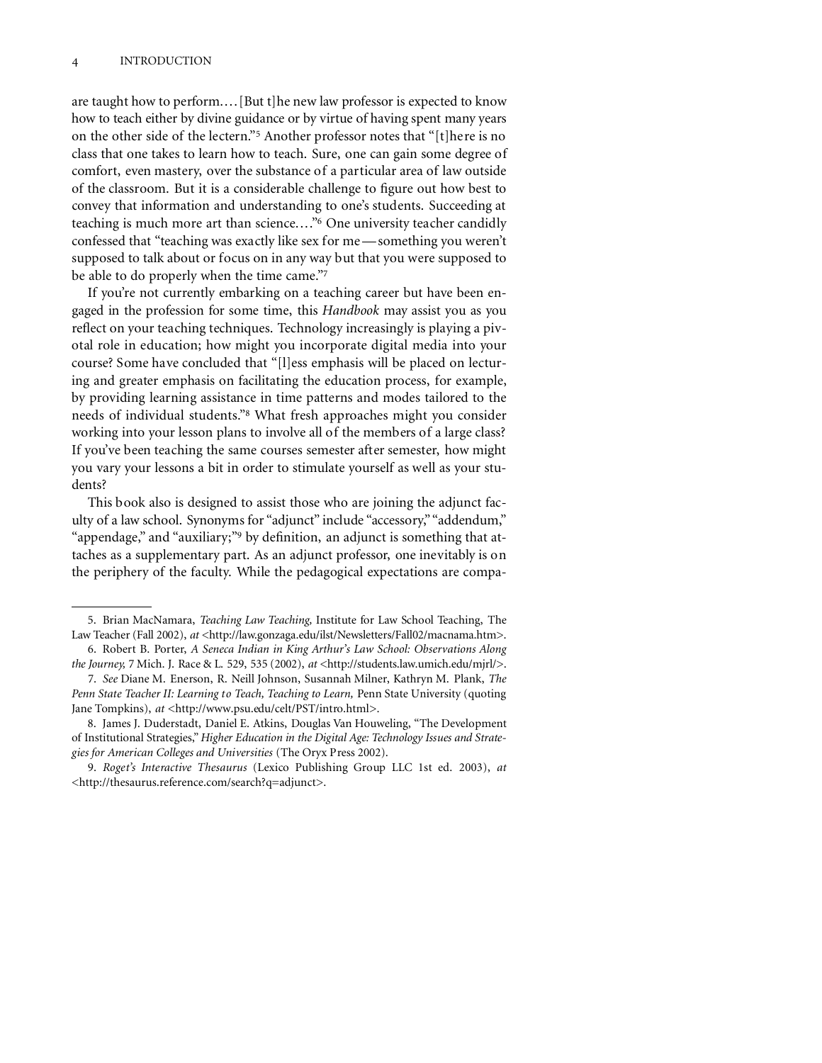are taught how to perform.... [But t]he new law professor is expected to know how to teach either by divine guidance or by virtue of having spent many years on the other side of the lectern."[5] Another professor notes that "[t]here is no class that one takes to learn how to teach. Sure, one can gain some degree of comfort, even mastery, over the substance of a particular area of law outside of the classroom. But it is a considerable challenge to figure out how best to convey that information and understanding to one's students. Succeeding at teaching is much more art than science...."[6] One university teacher candidly confessed that "teaching was exactly like sex for me—something you weren't supposed to talk about or focus on in any way but that you were supposed to be able to do properly when the time came."[7]

If you're not currently embarking on a teaching career but have been engaged in the profession for some time, this *Handbook* may assist you as you reflect on your teaching techniques. Technology increasingly is playing a pivotal role in education; how might you incorporate digital media into your course? Some have concluded that "[l]ess emphasis will be placed on lecturing and greater emphasis on facilitating the education process, for example, by providing learning assistance in time patterns and modes tailored to the needs of individual students."[8] What fresh approaches might you consider working into your lesson plans to involve all of the members of a large class? If you've been teaching the same courses semester after semester, how might you vary your lessons a bit in order to stimulate yourself as well as your students?

This book also is designed to assist those who are joining the adjunct faculty of a law school. Synonyms for "adjunct" include "accessory," "addendum," "appendage," and "auxiliary;"[9] by definition, an adjunct is something that attaches as a supplementary part. As an adjunct professor, one inevitably is on the periphery of the faculty. While the pedagogical expectations are compa-

---

5. Brian MacNamara, *Teaching Law Teaching,* Institute for Law School Teaching, The Law Teacher (Fall 2002), *at* <http://law.gonzaga.edu/ilst/Newsletters/Fall02/macnama.htm>.

6. Robert B. Porter, *A Seneca Indian in King Arthur's Law School: Observations Along the Journey,* 7 Mich. J. Race & L. 529, 535 (2002), *at* <http://students.law.umich.edu/mjrl/>.

7. *See* Diane M. Enerson, R. Neill Johnson, Susannah Milner, Kathryn M. Plank, *The Penn State Teacher II: Learning to Teach, Teaching to Learn,* Penn State University (quoting Jane Tompkins), *at* <http://www.psu.edu/celt/PST/intro.html>.

8. James J. Duderstadt, Daniel E. Atkins, Douglas Van Houweling, "The Development of Institutional Strategies," *Higher Education in the Digital Age: Technology Issues and Strategies for American Colleges and Universities* (The Oryx Press 2002).

9. *Roget's Interactive Thesaurus* (Lexico Publishing Group LLC 1st ed. 2003), *at* <http://thesaurus.reference.com/search?q=adjunct>.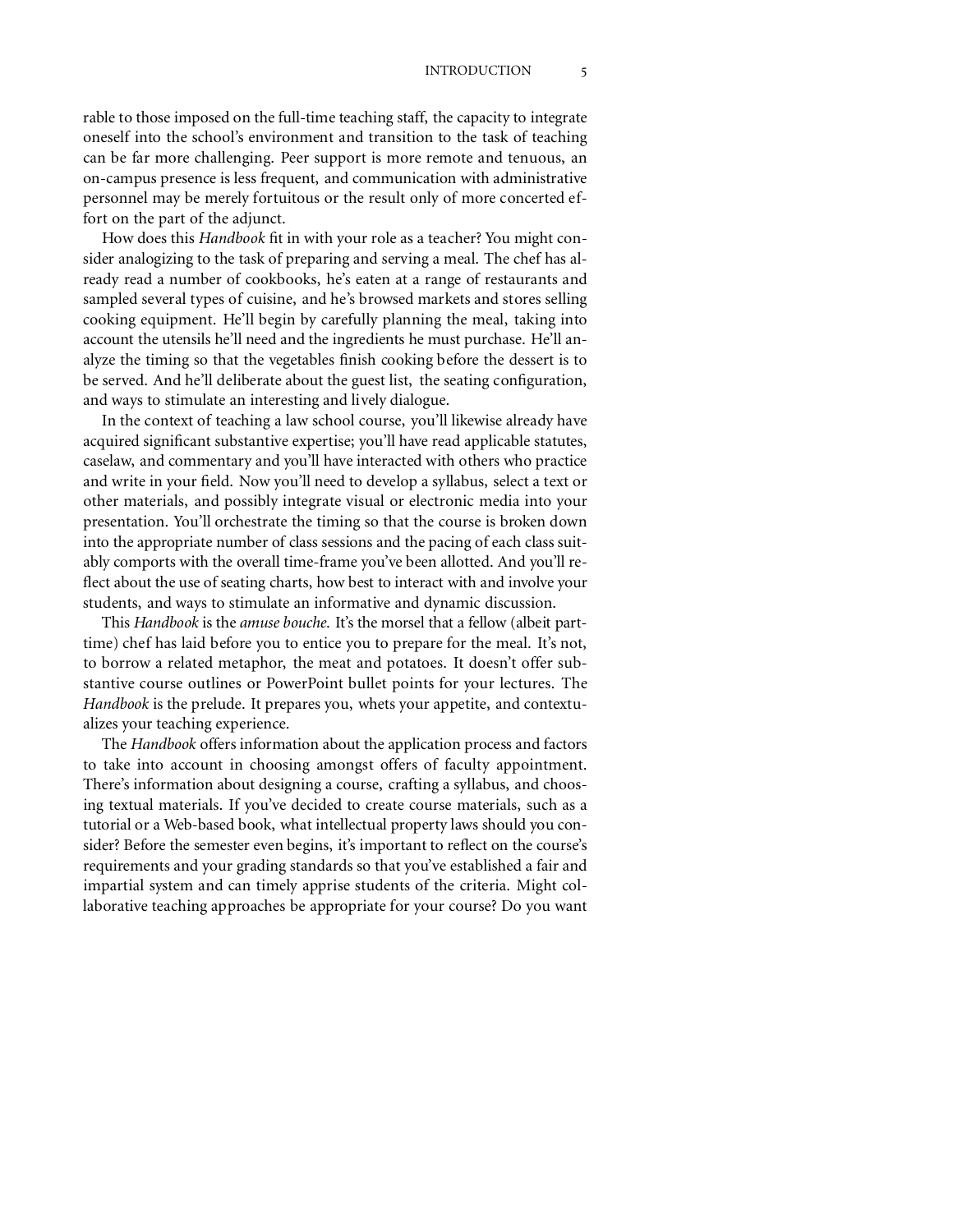rable to those imposed on the full-time teaching staff, the capacity to integrate oneself into the school's environment and transition to the task of teaching can be far more challenging. Peer support is more remote and tenuous, an on-campus presence is less frequent, and communication with administrative personnel may be merely fortuitous or the result only of more concerted effort on the part of the adjunct.

How does this *Handbook* fit in with your role as a teacher? You might consider analogizing to the task of preparing and serving a meal. The chef has already read a number of cookbooks, he's eaten at a range of restaurants and sampled several types of cuisine, and he's browsed markets and stores selling cooking equipment. He'll begin by carefully planning the meal, taking into account the utensils he'll need and the ingredients he must purchase. He'll analyze the timing so that the vegetables finish cooking before the dessert is to be served. And he'll deliberate about the guest list, the seating configuration, and ways to stimulate an interesting and lively dialogue.

In the context of teaching a law school course, you'll likewise already have acquired significant substantive expertise; you'll have read applicable statutes, caselaw, and commentary and you'll have interacted with others who practice and write in your field. Now you'll need to develop a syllabus, select a text or other materials, and possibly integrate visual or electronic media into your presentation. You'll orchestrate the timing so that the course is broken down into the appropriate number of class sessions and the pacing of each class suitably comports with the overall time-frame you've been allotted. And you'll reflect about the use of seating charts, how best to interact with and involve your students, and ways to stimulate an informative and dynamic discussion.

This *Handbook* is the *amuse bouche*. It's the morsel that a fellow (albeit part-time) chef has laid before you to entice you to prepare for the meal. It's not, to borrow a related metaphor, the meat and potatoes. It doesn't offer substantive course outlines or PowerPoint bullet points for your lectures. The *Handbook* is the prelude. It prepares you, whets your appetite, and contextualizes your teaching experience.

The *Handbook* offers information about the application process and factors to take into account in choosing amongst offers of faculty appointment. There's information about designing a course, crafting a syllabus, and choosing textual materials. If you've decided to create course materials, such as a tutorial or a Web-based book, what intellectual property laws should you consider? Before the semester even begins, it's important to reflect on the course's requirements and your grading standards so that you've established a fair and impartial system and can timely apprise students of the criteria. Might collaborative teaching approaches be appropriate for your course? Do you want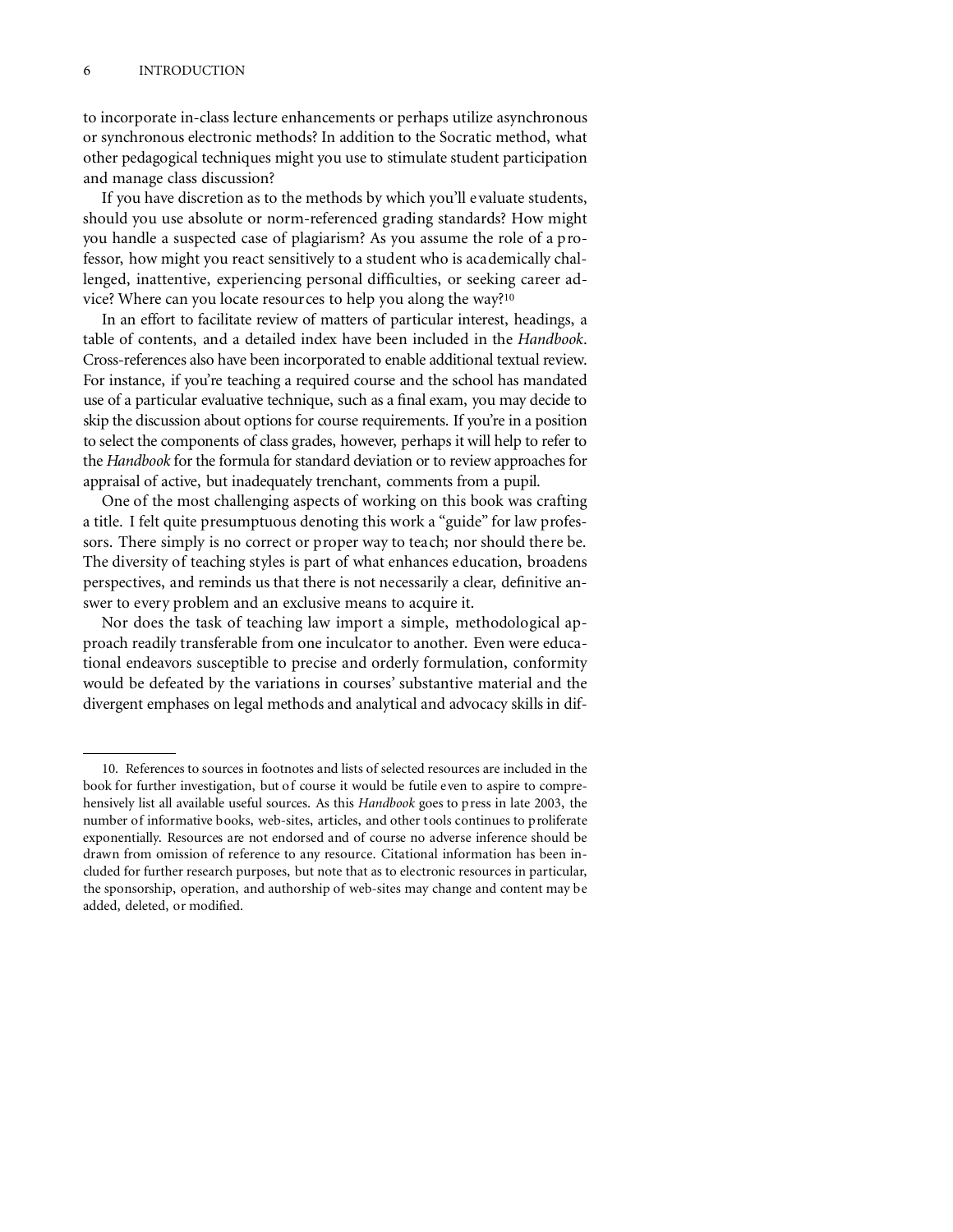to incorporate in-class lecture enhancements or perhaps utilize asynchronous or synchronous electronic methods? In addition to the Socratic method, what other pedagogical techniques might you use to stimulate student participation and manage class discussion?

If you have discretion as to the methods by which you'll evaluate students, should you use absolute or norm-referenced grading standards? How might you handle a suspected case of plagiarism? As you assume the role of a professor, how might you react sensitively to a student who is academically challenged, inattentive, experiencing personal difficulties, or seeking career advice? Where can you locate resources to help you along the way?[10]

In an effort to facilitate review of matters of particular interest, headings, a table of contents, and a detailed index have been included in the *Handbook*. Cross-references also have been incorporated to enable additional textual review. For instance, if you're teaching a required course and the school has mandated use of a particular evaluative technique, such as a final exam, you may decide to skip the discussion about options for course requirements. If you're in a position to select the components of class grades, however, perhaps it will help to refer to the *Handbook* for the formula for standard deviation or to review approaches for appraisal of active, but inadequately trenchant, comments from a pupil.

One of the most challenging aspects of working on this book was crafting a title. I felt quite presumptuous denoting this work a "guide" for law professors. There simply is no correct or proper way to teach; nor should there be. The diversity of teaching styles is part of what enhances education, broadens perspectives, and reminds us that there is not necessarily a clear, definitive answer to every problem and an exclusive means to acquire it.

Nor does the task of teaching law import a simple, methodological approach readily transferable from one inculcator to another. Even were educational endeavors susceptible to precise and orderly formulation, conformity would be defeated by the variations in courses' substantive material and the divergent emphases on legal methods and analytical and advocacy skills in dif-

---

10. References to sources in footnotes and lists of selected resources are included in the book for further investigation, but of course it would be futile even to aspire to comprehensively list all available useful sources. As this *Handbook* goes to press in late 2003, the number of informative books, web-sites, articles, and other tools continues to proliferate exponentially. Resources are not endorsed and of course no adverse inference should be drawn from omission of reference to any resource. Citational information has been included for further research purposes, but note that as to electronic resources in particular, the sponsorship, operation, and authorship of web-sites may change and content may be added, deleted, or modified.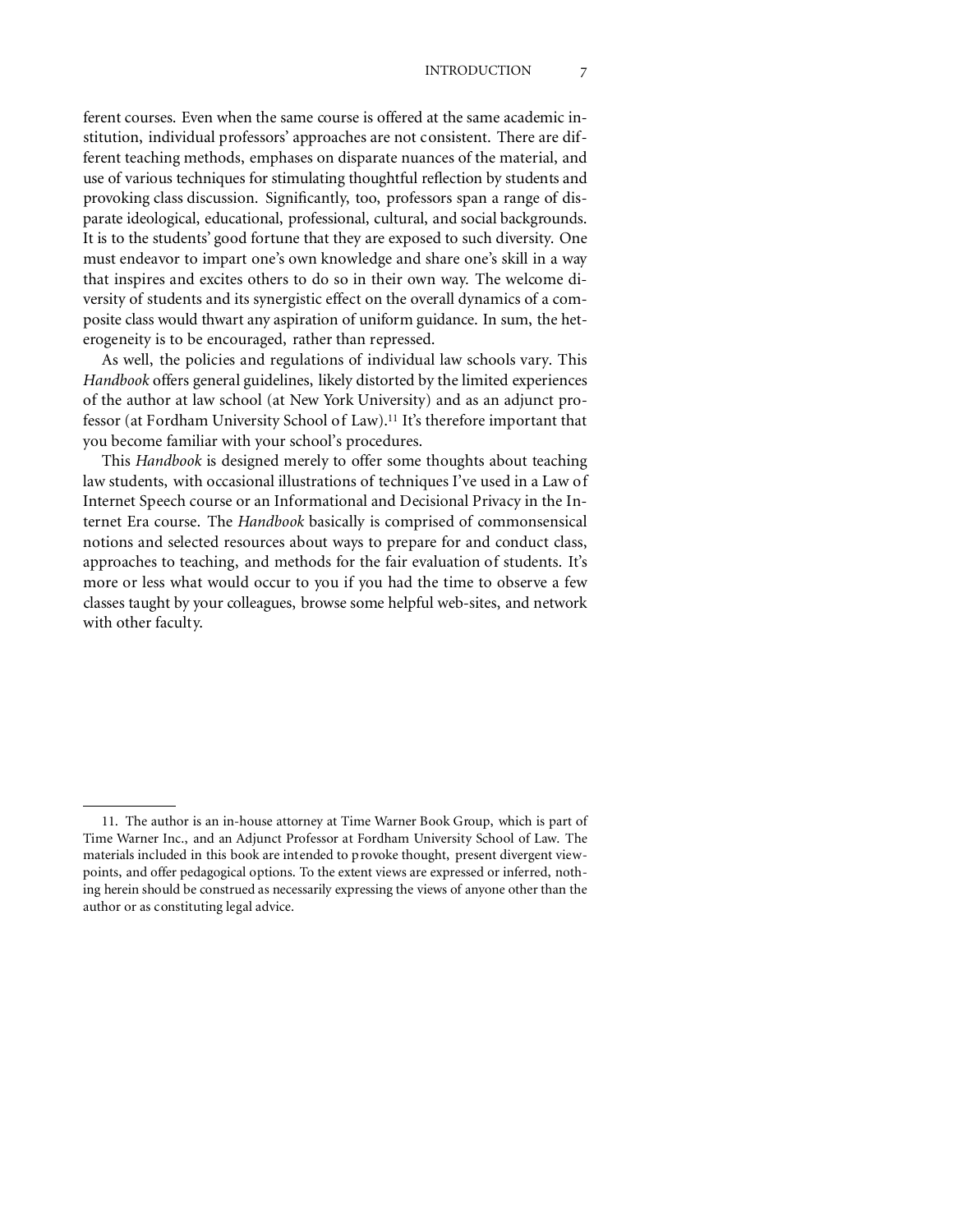ferent courses. Even when the same course is offered at the same academic institution, individual professors' approaches are not consistent. There are different teaching methods, emphases on disparate nuances of the material, and use of various techniques for stimulating thoughtful reflection by students and provoking class discussion. Significantly, too, professors span a range of disparate ideological, educational, professional, cultural, and social backgrounds. It is to the students' good fortune that they are exposed to such diversity. One must endeavor to impart one's own knowledge and share one's skill in a way that inspires and excites others to do so in their own way. The welcome diversity of students and its synergistic effect on the overall dynamics of a composite class would thwart any aspiration of uniform guidance. In sum, the heterogeneity is to be encouraged, rather than repressed.

As well, the policies and regulations of individual law schools vary. This *Handbook* offers general guidelines, likely distorted by the limited experiences of the author at law school (at New York University) and as an adjunct professor (at Fordham University School of Law).[11] It's therefore important that you become familiar with your school's procedures.

This *Handbook* is designed merely to offer some thoughts about teaching law students, with occasional illustrations of techniques I've used in a Law of Internet Speech course or an Informational and Decisional Privacy in the Internet Era course. The *Handbook* basically is comprised of commonsensical notions and selected resources about ways to prepare for and conduct class, approaches to teaching, and methods for the fair evaluation of students. It's more or less what would occur to you if you had the time to observe a few classes taught by your colleagues, browse some helpful web-sites, and network with other faculty.

---

11. The author is an in-house attorney at Time Warner Book Group, which is part of Time Warner Inc., and an Adjunct Professor at Fordham University School of Law. The materials included in this book are intended to provoke thought, present divergent viewpoints, and offer pedagogical options. To the extent views are expressed or inferred, nothing herein should be construed as necessarily expressing the views of anyone other than the author or as constituting legal advice.